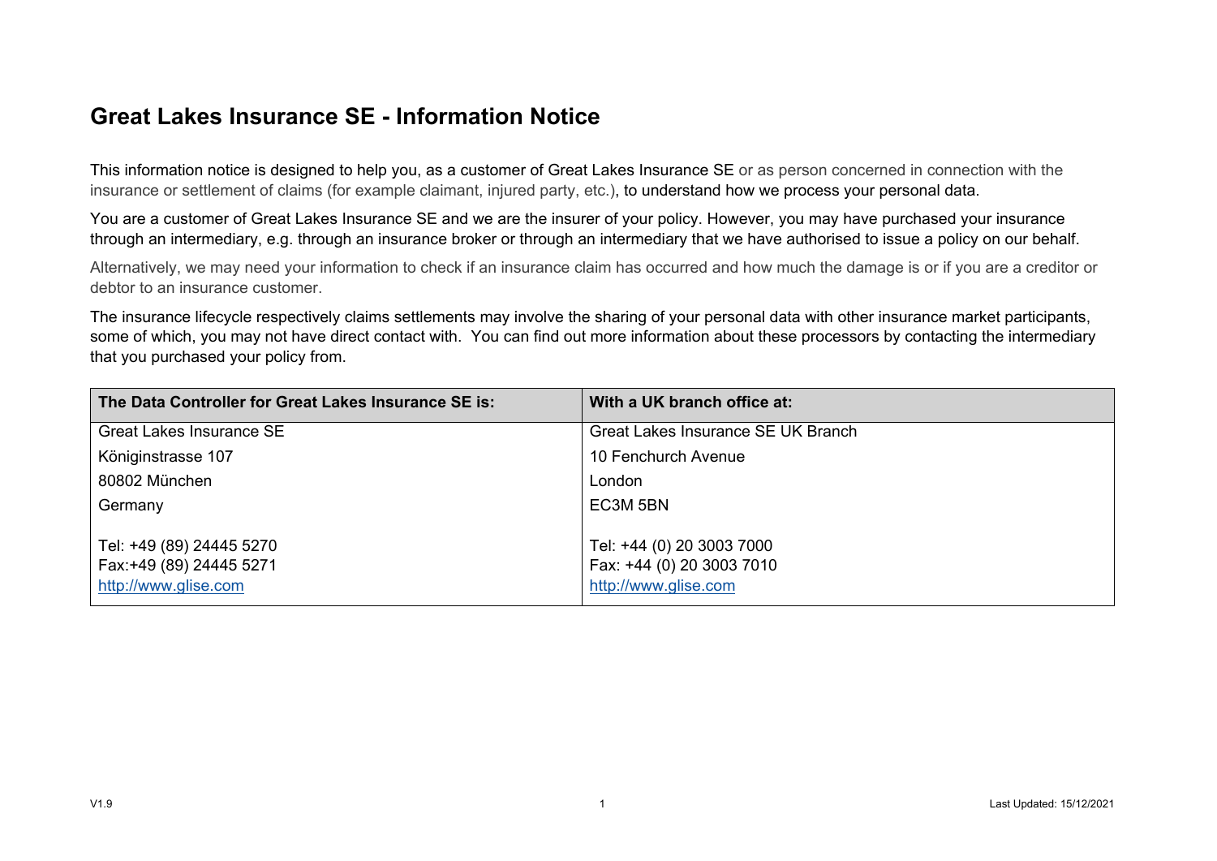# Great Lakes Insurance SE - Information Notice

This information notice is designed to help you, as a customer of Great Lakes Insurance SE or as person concerned in connection with the insurance or settlement of claims (for example claimant, injured party, etc.), to understand how we process your personal data.

You are a customer of Great Lakes Insurance SE and we are the insurer of your policy. However, you may have purchased your insurance through an intermediary, e.g. through an insurance broker or through an intermediary that we have authorised to issue a policy on our behalf.

Alternatively, we may need your information to check if an insurance claim has occurred and how much the damage is or if you are a creditor or debtor to an insurance customer.

The insurance lifecycle respectively claims settlements may involve the sharing of your personal data with other insurance market participants, some of which, you may not have direct contact with. You can find out more information about these processors by contacting the intermediary that you purchased your policy from.

| The Data Controller for Great Lakes Insurance SE is: | With a UK branch office at: |
|---|---|
| Great Lakes Insurance SE | Great Lakes Insurance SE UK Branch |
| Königinstrasse 107 | 10 Fenchurch Avenue |
| 80802 München | London |
| Germany | EC3M 5BN |
| Tel: +49 (89) 24445 5270<br>Fax:+49 (89) 24445 5271<br>http://www.glise.com | Tel: +44 (0) 20 3003 7000<br>Fax: +44 (0) 20 3003 7010<br>http://www.glise.com |

V1.9 Last Updated: 15/12/2021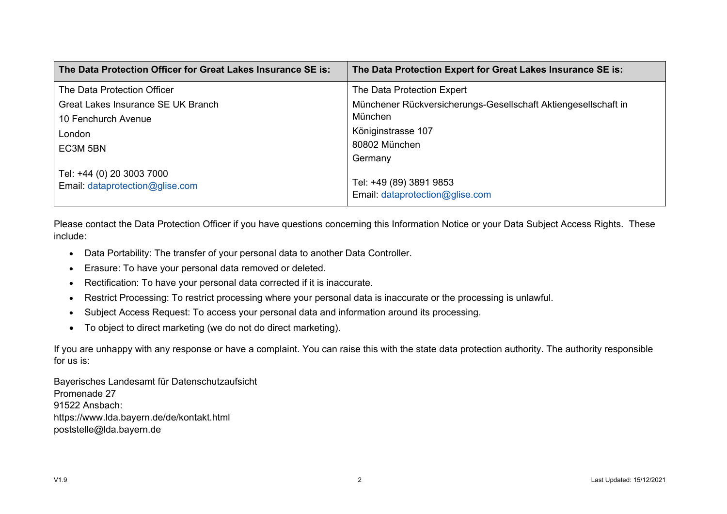| The Data Protection Officer for Great Lakes Insurance SE is: | The Data Protection Expert for Great Lakes Insurance SE is: |
|---|---|
| The Data Protection Officer<br>Great Lakes Insurance SE UK Branch<br>10 Fenchurch Avenue<br>London<br>EC3M 5BN<br><br>Tel: +44 (0) 20 3003 7000<br>Email: dataprotection@glise.com | The Data Protection Expert<br>Münchener Rückversicherungs-Gesellschaft Aktiengesellschaft in München<br>Königinstrasse 107<br>80802 München<br>Germany<br><br>Tel: +49 (89) 3891 9853<br>Email: dataprotection@glise.com |

Please contact the Data Protection Officer if you have questions concerning this Information Notice or your Data Subject Access Rights. These include:

- Data Portability: The transfer of your personal data to another Data Controller.
- Erasure: To have your personal data removed or deleted.
- Rectification: To have your personal data corrected if it is inaccurate.
- Restrict Processing: To restrict processing where your personal data is inaccurate or the processing is unlawful.
- Subject Access Request: To access your personal data and information around its processing.
- To object to direct marketing (we do not do direct marketing).

If you are unhappy with any response or have a complaint. You can raise this with the state data protection authority. The authority responsible for us is:

Bayerisches Landesamt für Datenschutzaufsicht
Promenade 27
91522 Ansbach:
https://www.lda.bayern.de/de/kontakt.html
poststelle@lda.bayern.de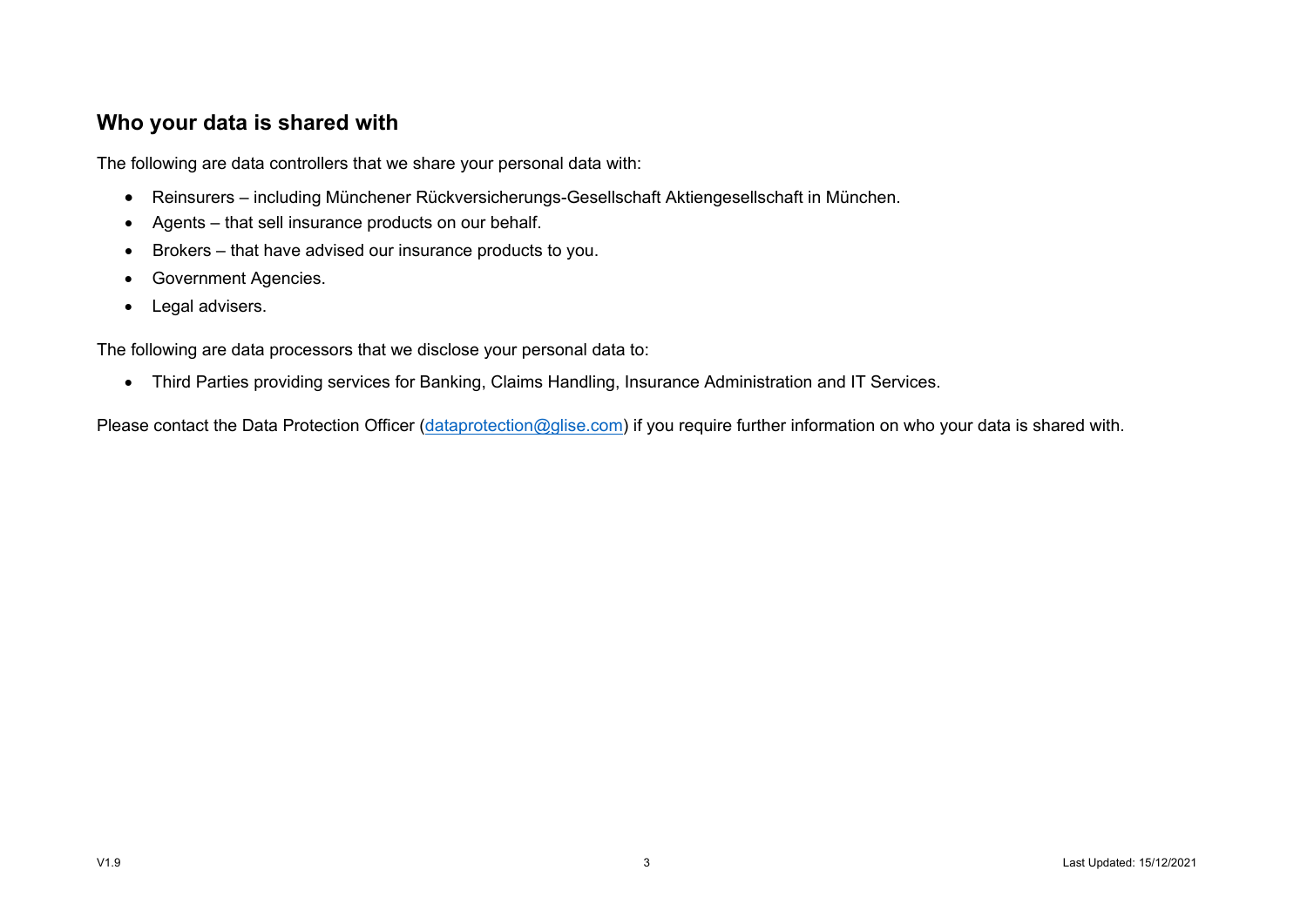## Who your data is shared with

The following are data controllers that we share your personal data with:

- Reinsurers – including Münchener Rückversicherungs-Gesellschaft Aktiengesellschaft in München.
- Agents – that sell insurance products on our behalf.
- Brokers – that have advised our insurance products to you.
- Government Agencies.
- Legal advisers.

The following are data processors that we disclose your personal data to:

- Third Parties providing services for Banking, Claims Handling, Insurance Administration and IT Services.

Please contact the Data Protection Officer ([dataprotection@glise.com](mailto:dataprotection@glise.com)) if you require further information on who your data is shared with.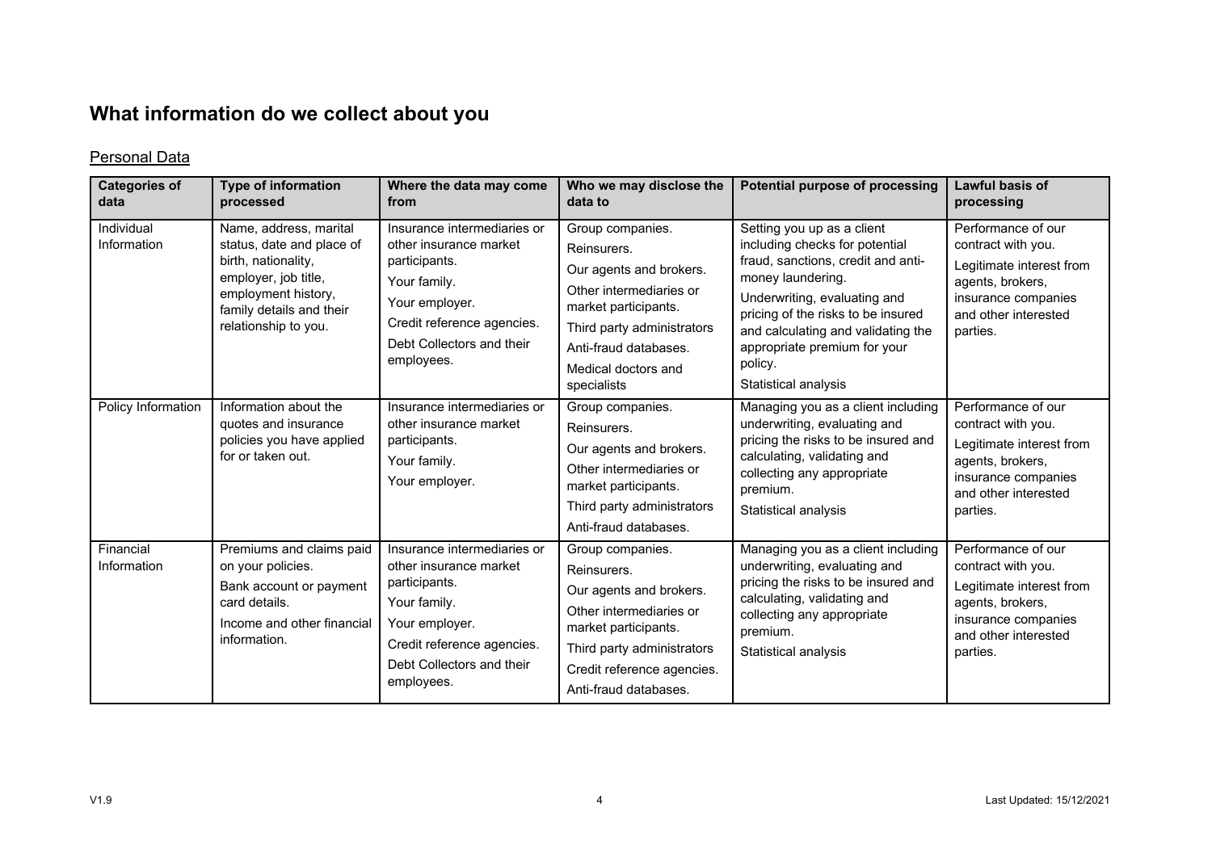## What information do we collect about you

Personal Data

| Categories of data | Type of information processed | Where the data may come from | Who we may disclose the data to | Potential purpose of processing | Lawful basis of processing |
|---|---|---|---|---|---|
| Individual Information | Name, address, marital status, date and place of birth, nationality, employer, job title, employment history, family details and their relationship to you. | Insurance intermediaries or other insurance market participants.<br>Your family.<br>Your employer.<br>Credit reference agencies.<br>Debt Collectors and their employees. | Group companies.<br>Reinsurers.<br>Our agents and brokers.<br>Other intermediaries or market participants.<br>Third party administrators<br>Anti-fraud databases.<br>Medical doctors and specialists | Setting you up as a client including checks for potential fraud, sanctions, credit and anti-money laundering.<br>Underwriting, evaluating and pricing of the risks to be insured and calculating and validating the appropriate premium for your policy.<br>Statistical analysis | Performance of our contract with you.<br>Legitimate interest from agents, brokers, insurance companies and other interested parties. |
| Policy Information | Information about the quotes and insurance policies you have applied for or taken out. | Insurance intermediaries or other insurance market participants.<br>Your family.<br>Your employer. | Group companies.<br>Reinsurers.<br>Our agents and brokers.<br>Other intermediaries or market participants.<br>Third party administrators<br>Anti-fraud databases. | Managing you as a client including underwriting, evaluating and pricing the risks to be insured and calculating, validating and collecting any appropriate premium.<br>Statistical analysis | Performance of our contract with you.<br>Legitimate interest from agents, brokers, insurance companies and other interested parties. |
| Financial Information | Premiums and claims paid on your policies.<br>Bank account or payment card details.<br>Income and other financial information. | Insurance intermediaries or other insurance market participants.<br>Your family.<br>Your employer.<br>Credit reference agencies.<br>Debt Collectors and their employees. | Group companies.<br>Reinsurers.<br>Our agents and brokers.<br>Other intermediaries or market participants.<br>Third party administrators<br>Credit reference agencies.<br>Anti-fraud databases. | Managing you as a client including underwriting, evaluating and pricing the risks to be insured and calculating, validating and collecting any appropriate premium.<br>Statistical analysis | Performance of our contract with you.<br>Legitimate interest from agents, brokers, insurance companies and other interested parties. |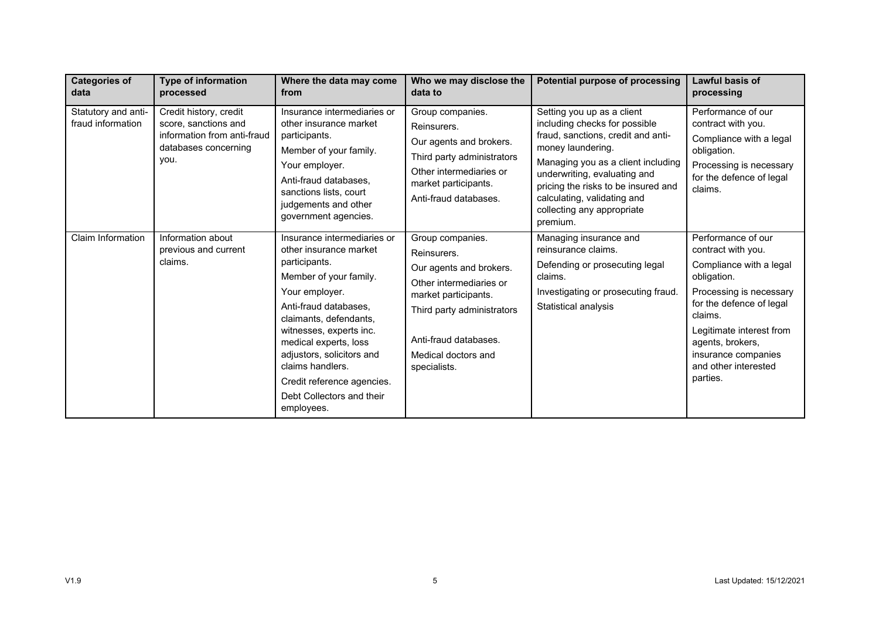| Categories of data | Type of information processed | Where the data may come from | Who we may disclose the data to | Potential purpose of processing | Lawful basis of processing |
|---|---|---|---|---|---|
| Statutory and anti-fraud information | Credit history, credit score, sanctions and information from anti-fraud databases concerning you. | Insurance intermediaries or other insurance market participants.<br>Member of your family.<br>Your employer.<br>Anti-fraud databases, sanctions lists, court judgements and other government agencies. | Group companies.<br>Reinsurers.<br>Our agents and brokers.<br>Third party administrators<br>Other intermediaries or market participants.<br>Anti-fraud databases. | Setting you up as a client including checks for possible fraud, sanctions, credit and anti-money laundering.<br>Managing you as a client including underwriting, evaluating and pricing the risks to be insured and calculating, validating and collecting any appropriate premium. | Performance of our contract with you.<br>Compliance with a legal obligation.<br>Processing is necessary for the defence of legal claims. |
| Claim Information | Information about previous and current claims. | Insurance intermediaries or other insurance market participants.<br>Member of your family.<br>Your employer.<br>Anti-fraud databases, claimants, defendants, witnesses, experts inc. medical experts, loss adjustors, solicitors and claims handlers.<br>Credit reference agencies.<br>Debt Collectors and their employees. | Group companies.<br>Reinsurers.<br>Our agents and brokers.<br>Other intermediaries or market participants.<br>Third party administrators<br>Anti-fraud databases.<br>Medical doctors and specialists. | Managing insurance and reinsurance claims.<br>Defending or prosecuting legal claims.<br>Investigating or prosecuting fraud.<br>Statistical analysis | Performance of our contract with you.<br>Compliance with a legal obligation.<br>Processing is necessary for the defence of legal claims.<br>Legitimate interest from agents, brokers, insurance companies and other interested parties. |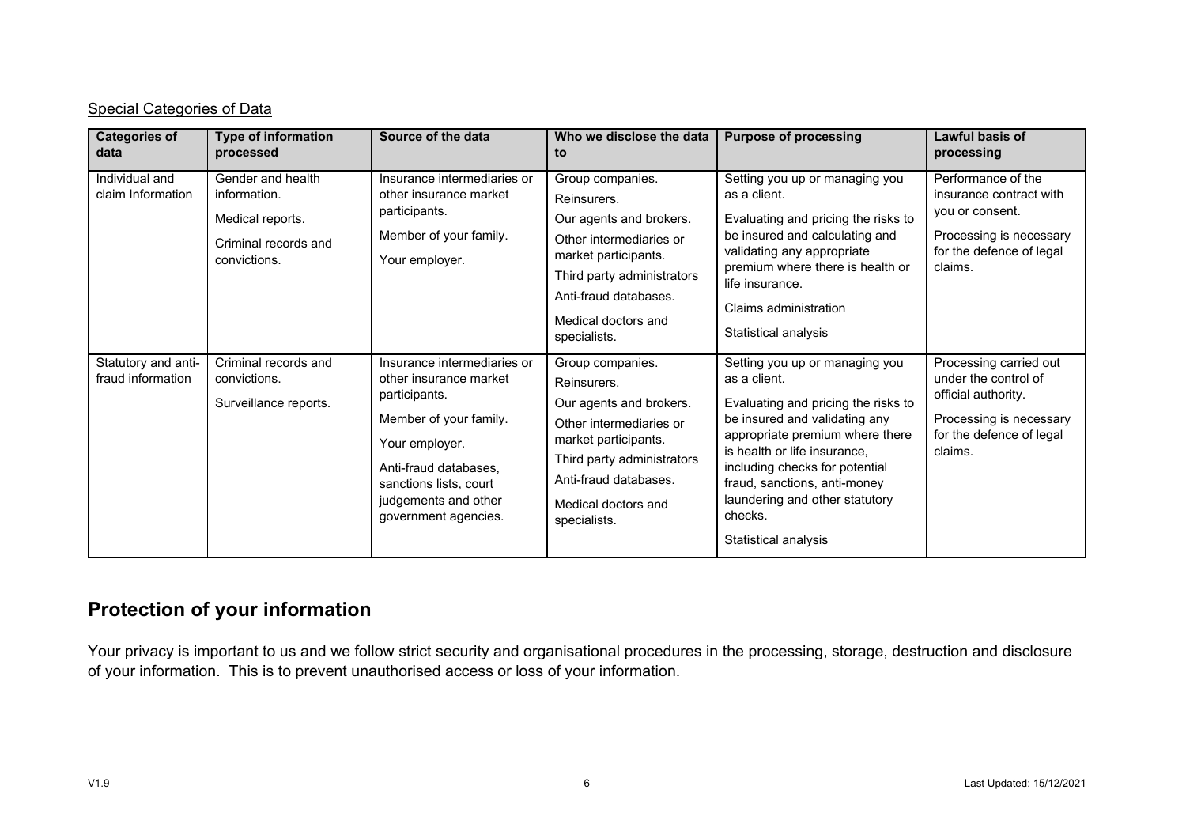<u>Special Categories of Data</u>

| Categories of data | Type of information processed | Source of the data | Who we disclose the data to | Purpose of processing | Lawful basis of processing |
|---|---|---|---|---|---|
| Individual and claim Information | Gender and health information.<br><br>Medical reports.<br><br>Criminal records and convictions. | Insurance intermediaries or other insurance market participants.<br><br>Member of your family.<br><br>Your employer. | Group companies.<br><br>Reinsurers.<br><br>Our agents and brokers.<br><br>Other intermediaries or market participants.<br><br>Third party administrators<br><br>Anti-fraud databases.<br><br>Medical doctors and specialists. | Setting you up or managing you as a client.<br><br>Evaluating and pricing the risks to be insured and calculating and validating any appropriate premium where there is health or life insurance.<br><br>Claims administration<br><br>Statistical analysis | Performance of the insurance contract with you or consent.<br><br>Processing is necessary for the defence of legal claims. |
| Statutory and anti-fraud information | Criminal records and convictions.<br><br>Surveillance reports. | Insurance intermediaries or other insurance market participants.<br><br>Member of your family.<br><br>Your employer.<br><br>Anti-fraud databases, sanctions lists, court judgements and other government agencies. | Group companies.<br><br>Reinsurers.<br><br>Our agents and brokers.<br><br>Other intermediaries or market participants.<br><br>Third party administrators<br><br>Anti-fraud databases.<br><br>Medical doctors and specialists. | Setting you up or managing you as a client.<br><br>Evaluating and pricing the risks to be insured and validating any appropriate premium where there is health or life insurance, including checks for potential fraud, sanctions, anti-money laundering and other statutory checks.<br><br>Statistical analysis | Processing carried out under the control of official authority.<br><br>Processing is necessary for the defence of legal claims. |

## Protection of your information

Your privacy is important to us and we follow strict security and organisational procedures in the processing, storage, destruction and disclosure of your information. This is to prevent unauthorised access or loss of your information.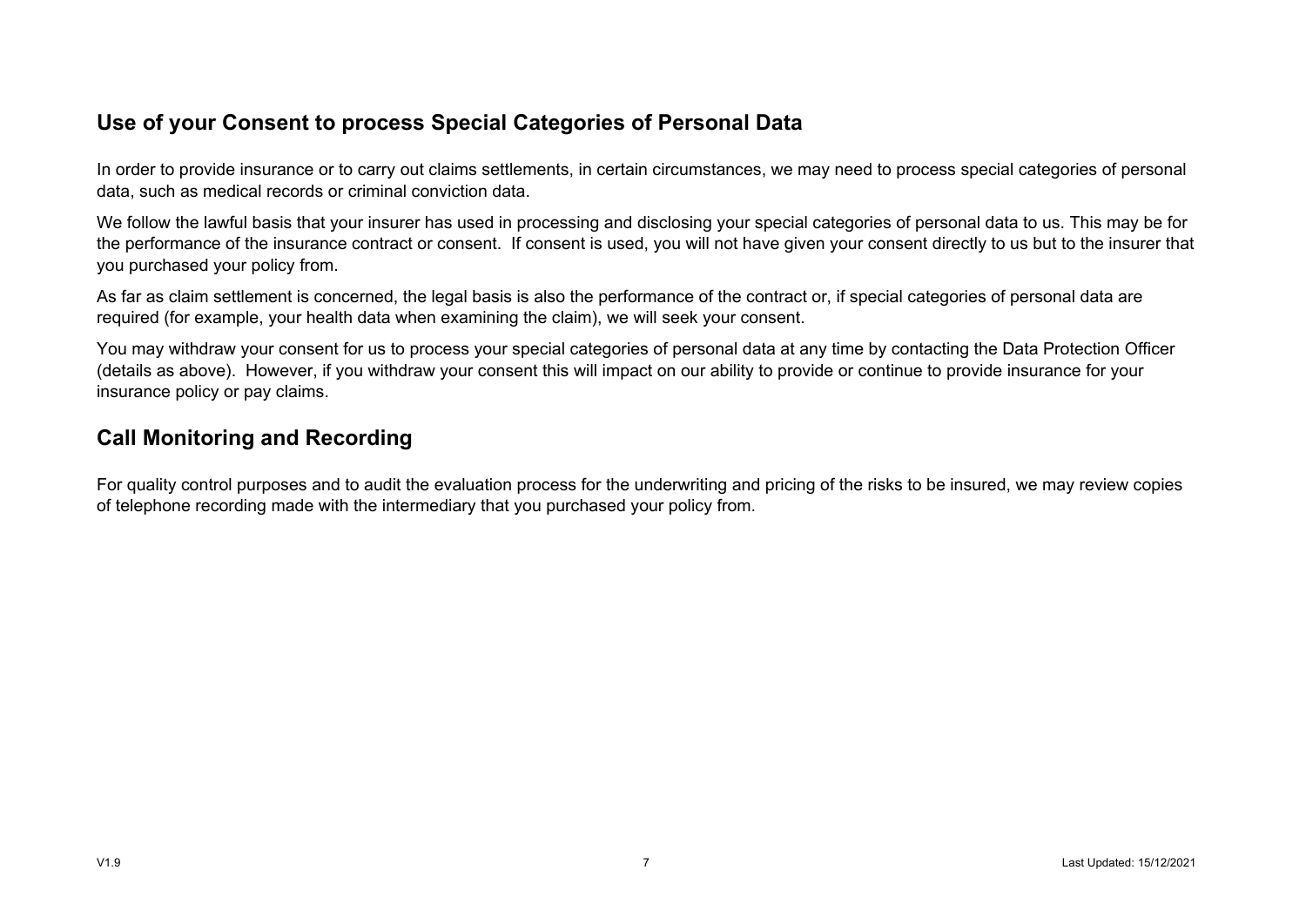## Use of your Consent to process Special Categories of Personal Data

In order to provide insurance or to carry out claims settlements, in certain circumstances, we may need to process special categories of personal data, such as medical records or criminal conviction data.

We follow the lawful basis that your insurer has used in processing and disclosing your special categories of personal data to us. This may be for the performance of the insurance contract or consent. If consent is used, you will not have given your consent directly to us but to the insurer that you purchased your policy from.

As far as claim settlement is concerned, the legal basis is also the performance of the contract or, if special categories of personal data are required (for example, your health data when examining the claim), we will seek your consent.

You may withdraw your consent for us to process your special categories of personal data at any time by contacting the Data Protection Officer (details as above). However, if you withdraw your consent this will impact on our ability to provide or continue to provide insurance for your insurance policy or pay claims.

## Call Monitoring and Recording

For quality control purposes and to audit the evaluation process for the underwriting and pricing of the risks to be insured, we may review copies of telephone recording made with the intermediary that you purchased your policy from.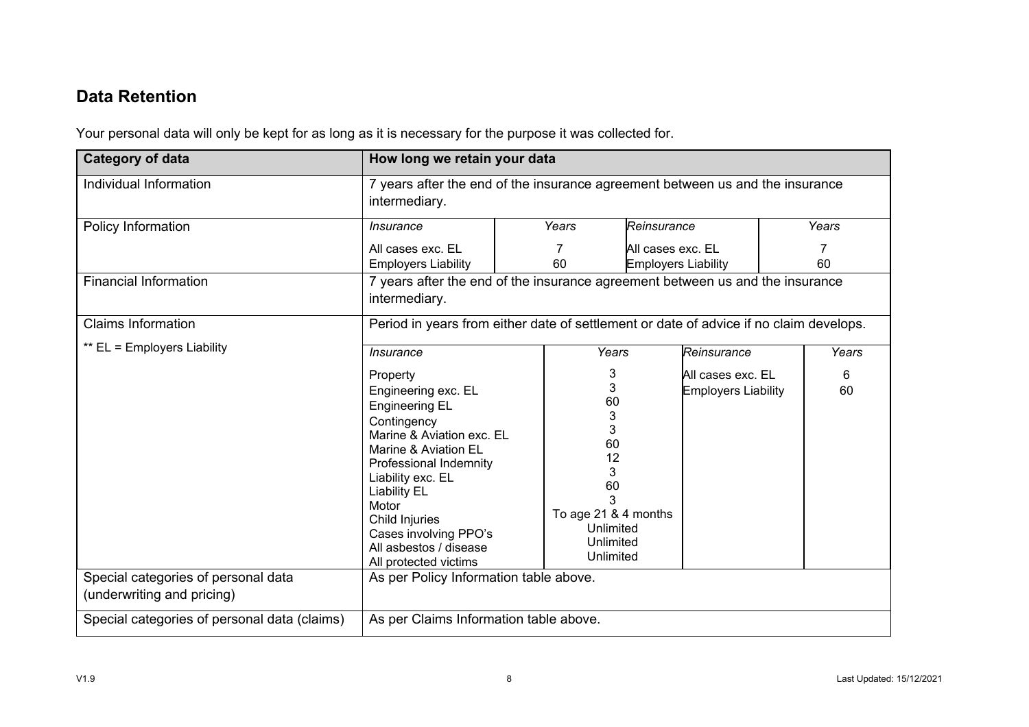## Data Retention

Your personal data will only be kept for as long as it is necessary for the purpose it was collected for.

<table>
<tr><th>Category of data</th><th colspan="4">How long we retain your data</th></tr>
<tr><td>Individual Information</td><td colspan="4">7 years after the end of the insurance agreement between us and the insurance intermediary.</td></tr>
<tr><td rowspan="3">Policy Information</td><td><i>Insurance</i></td><td><i>Years</i></td><td><i>Reinsurance</i></td><td><i>Years</i></td></tr>
<tr><td>All cases exc. EL</td><td>7</td><td>All cases exc. EL</td><td>7</td></tr>
<tr><td>Employers Liability</td><td>60</td><td>Employers Liability</td><td>60</td></tr>
<tr><td>Financial Information</td><td colspan="4">7 years after the end of the insurance agreement between us and the insurance intermediary.</td></tr>
<tr><td rowspan="15">Claims Information<br><br>** EL = Employers Liability</td><td colspan="4">Period in years from either date of settlement or date of advice if no claim develops.</td></tr>
<tr><td><i>Insurance</i></td><td><i>Years</i></td><td><i>Reinsurance</i></td><td><i>Years</i></td></tr>
<tr><td>Property</td><td>3</td><td>All cases exc. EL</td><td>6</td></tr>
<tr><td>Engineering exc. EL</td><td>3</td><td>Employers Liability</td><td>60</td></tr>
<tr><td>Engineering EL</td><td>60</td><td></td><td></td></tr>
<tr><td>Contingency</td><td>3</td><td></td><td></td></tr>
<tr><td>Marine &amp; Aviation exc. EL</td><td>3</td><td></td><td></td></tr>
<tr><td>Marine &amp; Aviation EL</td><td>60</td><td></td><td></td></tr>
<tr><td>Professional Indemnity</td><td>12</td><td></td><td></td></tr>
<tr><td>Liability exc. EL</td><td>3</td><td></td><td></td></tr>
<tr><td>Liability EL</td><td>60</td><td></td><td></td></tr>
<tr><td>Motor</td><td>3</td><td></td><td></td></tr>
<tr><td>Child Injuries</td><td>To age 21 &amp; 4 months</td><td></td><td></td></tr>
<tr><td>Cases involving PPO's</td><td>Unlimited</td><td></td><td></td></tr>
<tr><td>All asbestos / disease<br>All protected victims</td><td>Unlimited<br>Unlimited</td><td></td><td></td></tr>
<tr><td>Special categories of personal data (underwriting and pricing)</td><td colspan="4">As per Policy Information table above.</td></tr>
<tr><td>Special categories of personal data (claims)</td><td colspan="4">As per Claims Information table above.</td></tr>
</table>

V1.9 Last Updated: 15/12/2021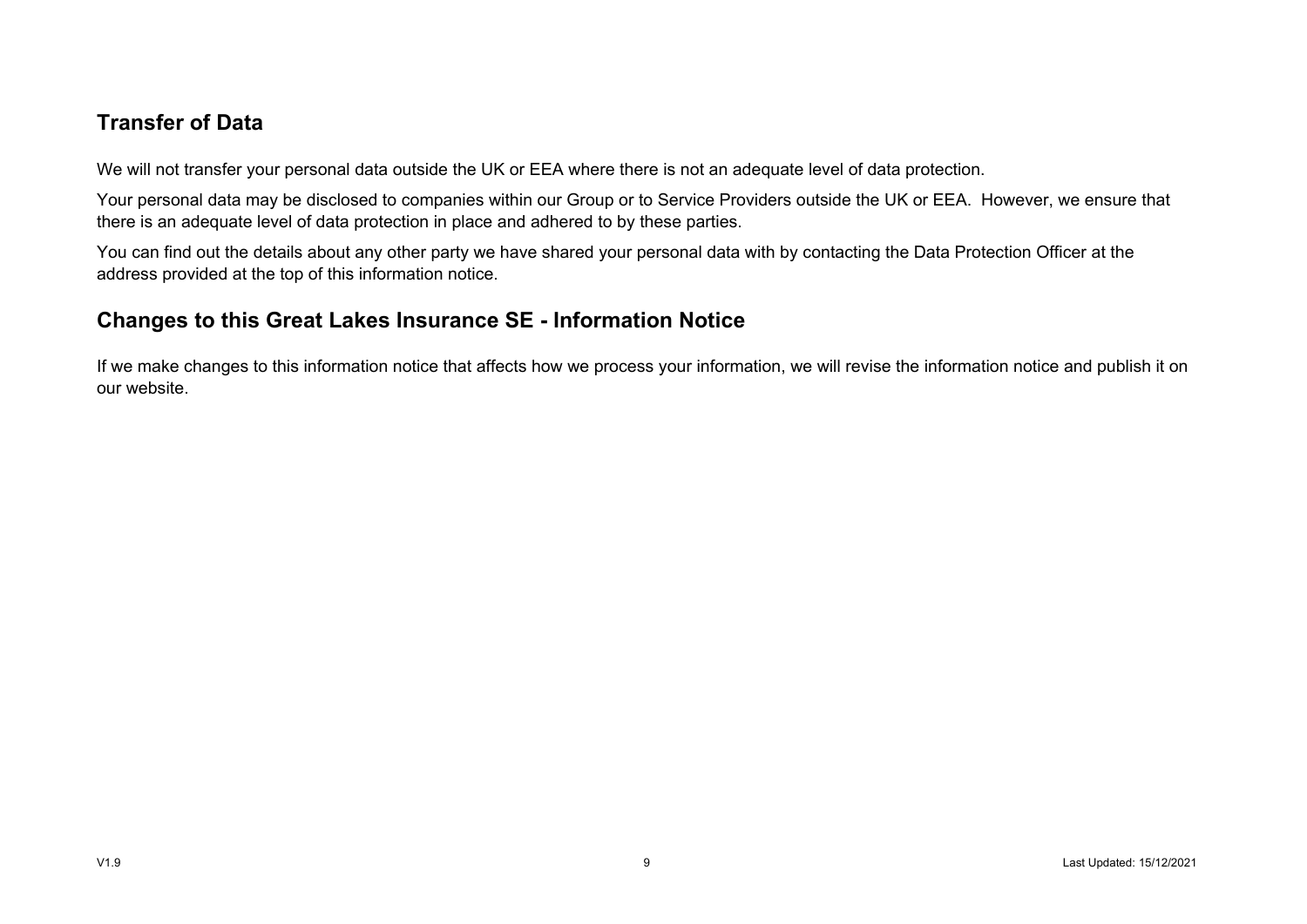## Transfer of Data

We will not transfer your personal data outside the UK or EEA where there is not an adequate level of data protection.

Your personal data may be disclosed to companies within our Group or to Service Providers outside the UK or EEA. However, we ensure that there is an adequate level of data protection in place and adhered to by these parties.

You can find out the details about any other party we have shared your personal data with by contacting the Data Protection Officer at the address provided at the top of this information notice.

## Changes to this Great Lakes Insurance SE - Information Notice

If we make changes to this information notice that affects how we process your information, we will revise the information notice and publish it on our website.